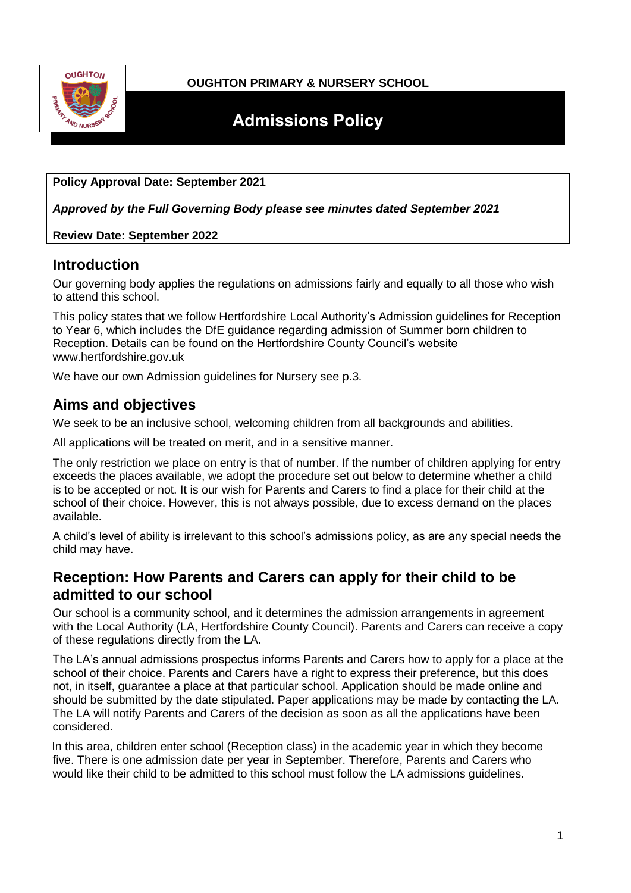**OUGHTON PRIMARY & NURSERY SCHOOL**

# Admissions Policy

**Policy Approval Date: September 2021**

***Approved by the Full Governing Body please see minutes dated September 2021***

**Review Date: September 2022**

## Introduction

Our governing body applies the regulations on admissions fairly and equally to all those who wish to attend this school.

This policy states that we follow Hertfordshire Local Authority's Admission guidelines for Reception to Year 6, which includes the DfE guidance regarding admission of Summer born children to Reception. Details can be found on the Hertfordshire County Council's website www.hertfordshire.gov.uk

We have our own Admission guidelines for Nursery see p.3.

## Aims and objectives

We seek to be an inclusive school, welcoming children from all backgrounds and abilities.

All applications will be treated on merit, and in a sensitive manner.

The only restriction we place on entry is that of number. If the number of children applying for entry exceeds the places available, we adopt the procedure set out below to determine whether a child is to be accepted or not. It is our wish for Parents and Carers to find a place for their child at the school of their choice. However, this is not always possible, due to excess demand on the places available.

A child's level of ability is irrelevant to this school's admissions policy, as are any special needs the child may have.

## Reception: How Parents and Carers can apply for their child to be admitted to our school

Our school is a community school, and it determines the admission arrangements in agreement with the Local Authority (LA, Hertfordshire County Council). Parents and Carers can receive a copy of these regulations directly from the LA.

The LA's annual admissions prospectus informs Parents and Carers how to apply for a place at the school of their choice. Parents and Carers have a right to express their preference, but this does not, in itself, guarantee a place at that particular school. Application should be made online and should be submitted by the date stipulated. Paper applications may be made by contacting the LA. The LA will notify Parents and Carers of the decision as soon as all the applications have been considered.

In this area, children enter school (Reception class) in the academic year in which they become five. There is one admission date per year in September. Therefore, Parents and Carers who would like their child to be admitted to this school must follow the LA admissions guidelines.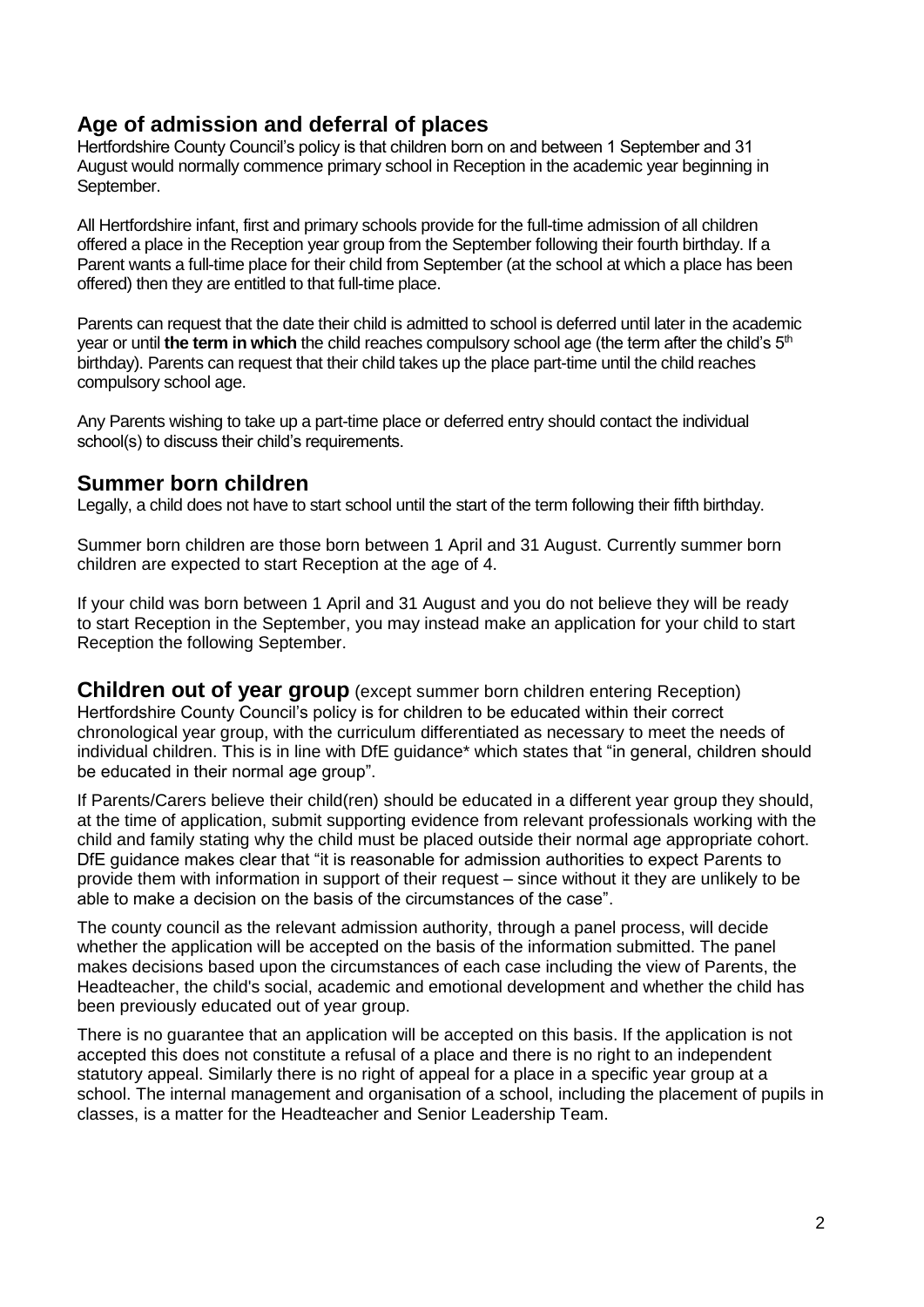## Age of admission and deferral of places

Hertfordshire County Council's policy is that children born on and between 1 September and 31 August would normally commence primary school in Reception in the academic year beginning in September.

All Hertfordshire infant, first and primary schools provide for the full-time admission of all children offered a place in the Reception year group from the September following their fourth birthday. If a Parent wants a full-time place for their child from September (at the school at which a place has been offered) then they are entitled to that full-time place.

Parents can request that the date their child is admitted to school is deferred until later in the academic year or until **the term in which** the child reaches compulsory school age (the term after the child's 5th birthday). Parents can request that their child takes up the place part-time until the child reaches compulsory school age.

Any Parents wishing to take up a part-time place or deferred entry should contact the individual school(s) to discuss their child's requirements.

## Summer born children

Legally, a child does not have to start school until the start of the term following their fifth birthday.

Summer born children are those born between 1 April and 31 August. Currently summer born children are expected to start Reception at the age of 4.

If your child was born between 1 April and 31 August and you do not believe they will be ready to start Reception in the September, you may instead make an application for your child to start Reception the following September.

## Children out of year group (except summer born children entering Reception)

Hertfordshire County Council's policy is for children to be educated within their correct chronological year group, with the curriculum differentiated as necessary to meet the needs of individual children. This is in line with DfE guidance* which states that "in general, children should be educated in their normal age group".

If Parents/Carers believe their child(ren) should be educated in a different year group they should, at the time of application, submit supporting evidence from relevant professionals working with the child and family stating why the child must be placed outside their normal age appropriate cohort. DfE guidance makes clear that "it is reasonable for admission authorities to expect Parents to provide them with information in support of their request – since without it they are unlikely to be able to make a decision on the basis of the circumstances of the case".

The county council as the relevant admission authority, through a panel process, will decide whether the application will be accepted on the basis of the information submitted. The panel makes decisions based upon the circumstances of each case including the view of Parents, the Headteacher, the child's social, academic and emotional development and whether the child has been previously educated out of year group.

There is no guarantee that an application will be accepted on this basis. If the application is not accepted this does not constitute a refusal of a place and there is no right to an independent statutory appeal. Similarly there is no right of appeal for a place in a specific year group at a school. The internal management and organisation of a school, including the placement of pupils in classes, is a matter for the Headteacher and Senior Leadership Team.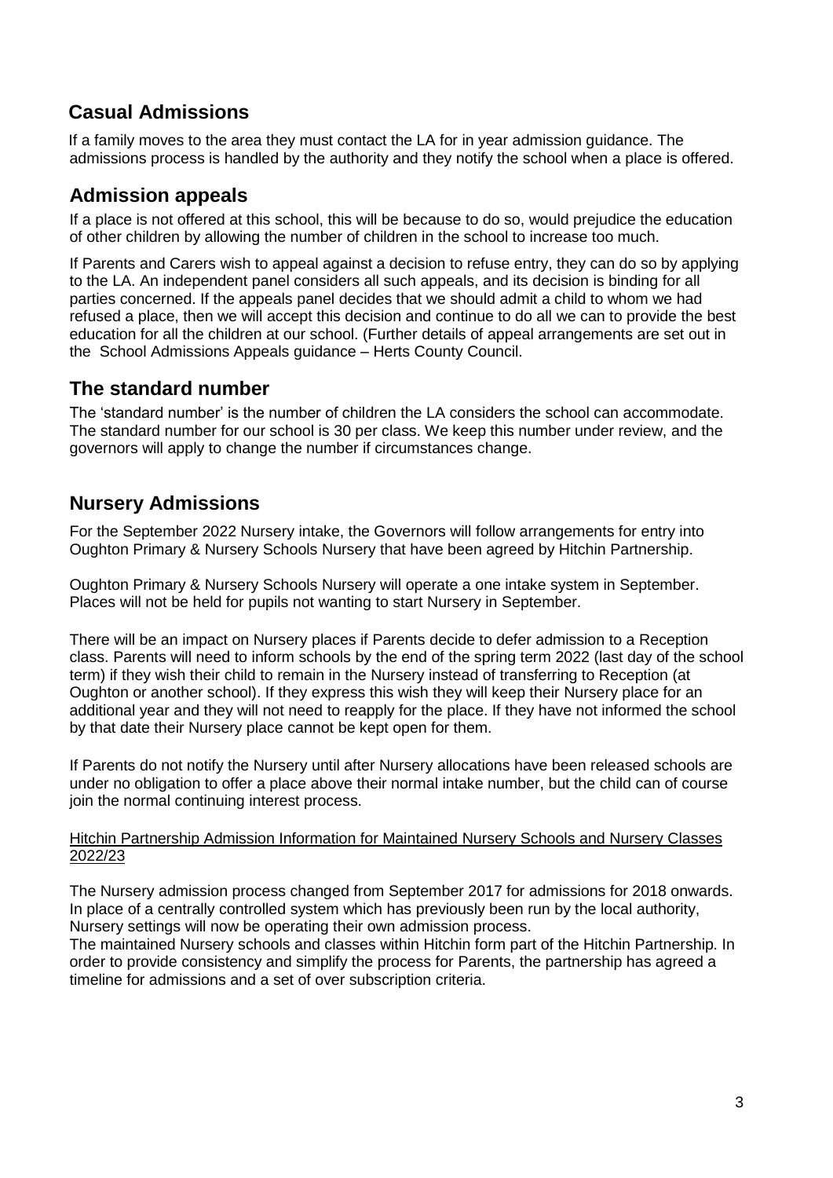## Casual Admissions

If a family moves to the area they must contact the LA for in year admission guidance. The admissions process is handled by the authority and they notify the school when a place is offered.

## Admission appeals

If a place is not offered at this school, this will be because to do so, would prejudice the education of other children by allowing the number of children in the school to increase too much.

If Parents and Carers wish to appeal against a decision to refuse entry, they can do so by applying to the LA. An independent panel considers all such appeals, and its decision is binding for all parties concerned. If the appeals panel decides that we should admit a child to whom we had refused a place, then we will accept this decision and continue to do all we can to provide the best education for all the children at our school. (Further details of appeal arrangements are set out in the School Admissions Appeals guidance – Herts County Council.

## The standard number

The 'standard number' is the number of children the LA considers the school can accommodate. The standard number for our school is 30 per class. We keep this number under review, and the governors will apply to change the number if circumstances change.

## Nursery Admissions

For the September 2022 Nursery intake, the Governors will follow arrangements for entry into Oughton Primary & Nursery Schools Nursery that have been agreed by Hitchin Partnership.

Oughton Primary & Nursery Schools Nursery will operate a one intake system in September. Places will not be held for pupils not wanting to start Nursery in September.

There will be an impact on Nursery places if Parents decide to defer admission to a Reception class. Parents will need to inform schools by the end of the spring term 2022 (last day of the school term) if they wish their child to remain in the Nursery instead of transferring to Reception (at Oughton or another school). If they express this wish they will keep their Nursery place for an additional year and they will not need to reapply for the place. If they have not informed the school by that date their Nursery place cannot be kept open for them.

If Parents do not notify the Nursery until after Nursery allocations have been released schools are under no obligation to offer a place above their normal intake number, but the child can of course join the normal continuing interest process.

Hitchin Partnership Admission Information for Maintained Nursery Schools and Nursery Classes 2022/23

The Nursery admission process changed from September 2017 for admissions for 2018 onwards. In place of a centrally controlled system which has previously been run by the local authority, Nursery settings will now be operating their own admission process.

The maintained Nursery schools and classes within Hitchin form part of the Hitchin Partnership. In order to provide consistency and simplify the process for Parents, the partnership has agreed a timeline for admissions and a set of over subscription criteria.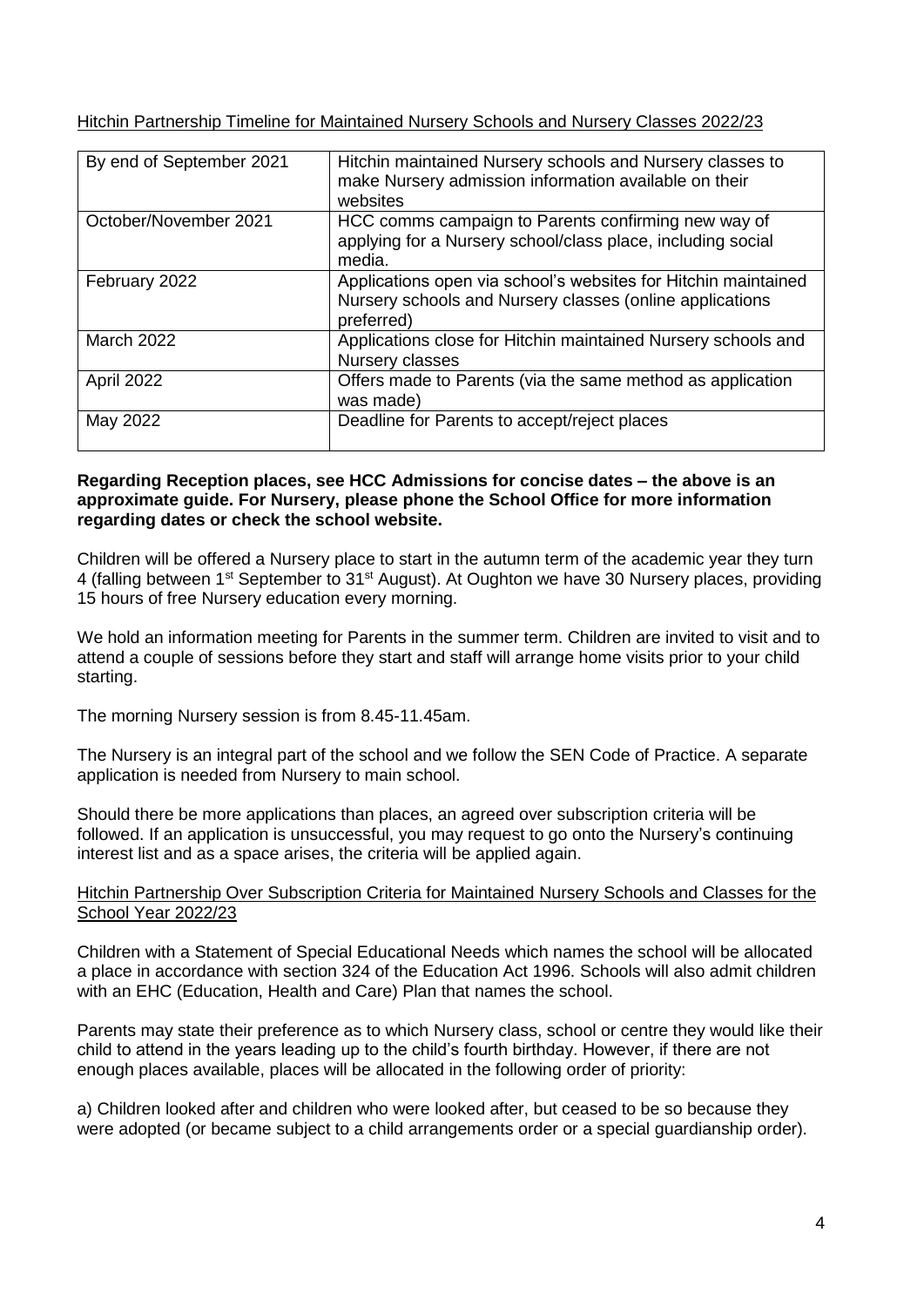Hitchin Partnership Timeline for Maintained Nursery Schools and Nursery Classes 2022/23

| By end of September 2021 | Hitchin maintained Nursery schools and Nursery classes to make Nursery admission information available on their websites |
|---|---|
| October/November 2021 | HCC comms campaign to Parents confirming new way of applying for a Nursery school/class place, including social media. |
| February 2022 | Applications open via school's websites for Hitchin maintained Nursery schools and Nursery classes (online applications preferred) |
| March 2022 | Applications close for Hitchin maintained Nursery schools and Nursery classes |
| April 2022 | Offers made to Parents (via the same method as application was made) |
| May 2022 | Deadline for Parents to accept/reject places |

**Regarding Reception places, see HCC Admissions for concise dates – the above is an approximate guide. For Nursery, please phone the School Office for more information regarding dates or check the school website.**

Children will be offered a Nursery place to start in the autumn term of the academic year they turn 4 (falling between 1st September to 31st August). At Oughton we have 30 Nursery places, providing 15 hours of free Nursery education every morning.

We hold an information meeting for Parents in the summer term. Children are invited to visit and to attend a couple of sessions before they start and staff will arrange home visits prior to your child starting.

The morning Nursery session is from 8.45-11.45am.

The Nursery is an integral part of the school and we follow the SEN Code of Practice. A separate application is needed from Nursery to main school.

Should there be more applications than places, an agreed over subscription criteria will be followed. If an application is unsuccessful, you may request to go onto the Nursery's continuing interest list and as a space arises, the criteria will be applied again.

Hitchin Partnership Over Subscription Criteria for Maintained Nursery Schools and Classes for the School Year 2022/23

Children with a Statement of Special Educational Needs which names the school will be allocated a place in accordance with section 324 of the Education Act 1996. Schools will also admit children with an EHC (Education, Health and Care) Plan that names the school.

Parents may state their preference as to which Nursery class, school or centre they would like their child to attend in the years leading up to the child's fourth birthday. However, if there are not enough places available, places will be allocated in the following order of priority:

a) Children looked after and children who were looked after, but ceased to be so because they were adopted (or became subject to a child arrangements order or a special guardianship order).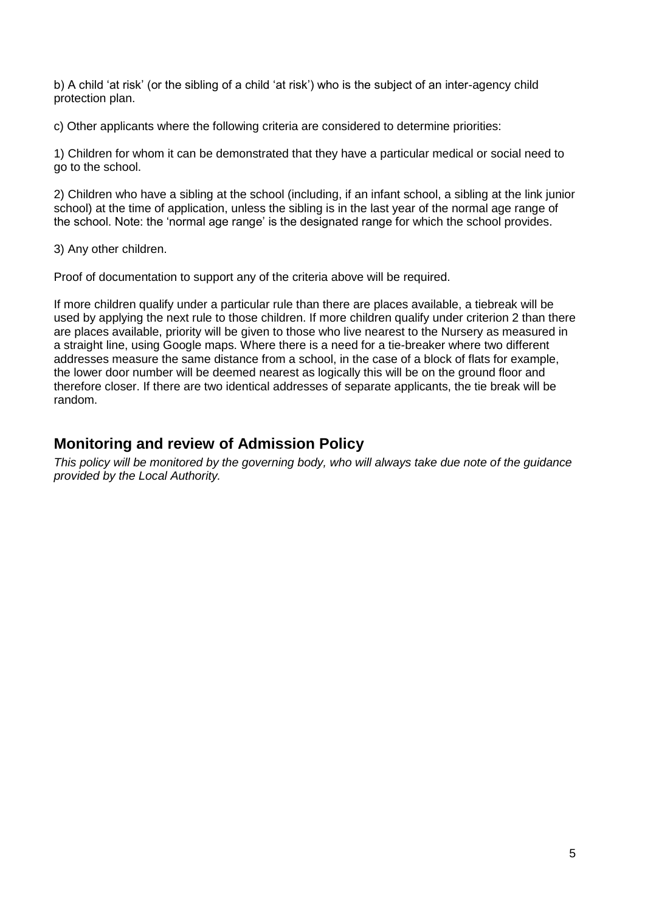b) A child 'at risk' (or the sibling of a child 'at risk') who is the subject of an inter-agency child protection plan.

c) Other applicants where the following criteria are considered to determine priorities:

1) Children for whom it can be demonstrated that they have a particular medical or social need to go to the school.

2) Children who have a sibling at the school (including, if an infant school, a sibling at the link junior school) at the time of application, unless the sibling is in the last year of the normal age range of the school. Note: the 'normal age range' is the designated range for which the school provides.

3) Any other children.

Proof of documentation to support any of the criteria above will be required.

If more children qualify under a particular rule than there are places available, a tiebreak will be used by applying the next rule to those children. If more children qualify under criterion 2 than there are places available, priority will be given to those who live nearest to the Nursery as measured in a straight line, using Google maps. Where there is a need for a tie-breaker where two different addresses measure the same distance from a school, in the case of a block of flats for example, the lower door number will be deemed nearest as logically this will be on the ground floor and therefore closer. If there are two identical addresses of separate applicants, the tie break will be random.

## Monitoring and review of Admission Policy

*This policy will be monitored by the governing body, who will always take due note of the guidance provided by the Local Authority.*